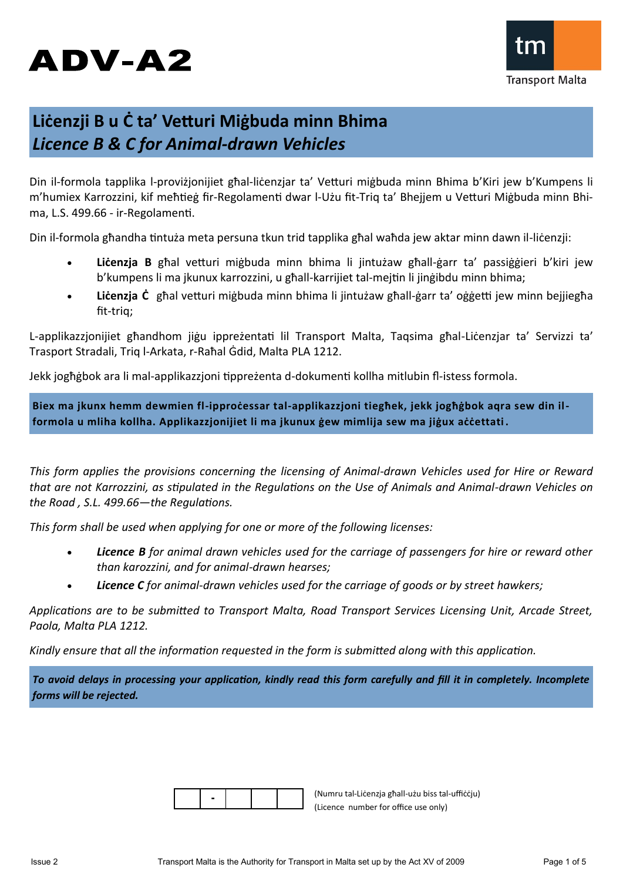# ADV-A2

Transport Malta

## Liċenzji B u Ċ ta’ Vetturi Miġbuda minn Bhima
## *Licence B & C for Animal-drawn Vehicles*

Din il-formola tapplika l-proviżjonijiet għal-liċenzjar ta’ Vetturi miġbuda minn Bhima b’Kiri jew b’Kumpens li m’humiex Karrozzini, kif meħtieġ fir-Regolamenti dwar l-Użu fit-Triq ta’ Bhejjem u Vetturi Miġbuda minn Bhima, L.S. 499.66 - ir-Regolamenti.

Din il-formola għandha tintuża meta persuna tkun trid tapplika għal waħda jew aktar minn dawn il-liċenzji:

- **Liċenzja B** għal vetturi miġbuda minn bhima li jintużaw għall-ġarr ta’ passiġġieri b’kiri jew b’kumpens li ma jkunux karrozzini, u għall-karrijiet tal-mejtin li jinġibdu minn bhima;
- **Liċenzja Ċ** għal vetturi miġbuda minn bhima li jintużaw għall-ġarr ta’ oġġetti jew minn bejjiegħa fit-triq;

L-applikazzjonijiet għandhom jiġu ppreżentati lil Transport Malta, Taqsima għal-Liċenzjar ta’ Servizzi ta’ Trasport Stradali, Triq l-Arkata, r-Raħal Ġdid, Malta PLA 1212.

Jekk jogħġbok ara li mal-applikazzjoni tippreżenta d-dokumenti kollha mitlubin fl-istess formola.

**Biex ma jkunx hemm dewmien fl-ipproċessar tal-applikazzjoni tiegħek, jekk jogħġbok aqra sew din il-formola u mliha kollha. Applikazzjonijiet li ma jkunux ġew mimlija sew ma jiġux aċċettati.**

*This form applies the provisions concerning the licensing of Animal-drawn Vehicles used for Hire or Reward that are not Karrozzini, as stipulated in the Regulations on the Use of Animals and Animal-drawn Vehicles on the Road , S.L. 499.66—the Regulations.*

*This form shall be used when applying for one or more of the following licenses:*

- ***Licence B*** *for animal drawn vehicles used for the carriage of passengers for hire or reward other than karozzini, and for animal-drawn hearses;*
- ***Licence C*** *for animal-drawn vehicles used for the carriage of goods or by street hawkers;*

*Applications are to be submitted to Transport Malta, Road Transport Services Licensing Unit, Arcade Street, Paola, Malta PLA 1212.*

*Kindly ensure that all the information requested in the form is submitted along with this application.*

***To avoid delays in processing your application, kindly read this form carefully and fill it in completely. Incomplete forms will be rejected.***

| | - | | | |
|---|---|---|---|---|

(Numru tal-Liċenzja għall-użu biss tal-uffiċċju)
(Licence number for office use only)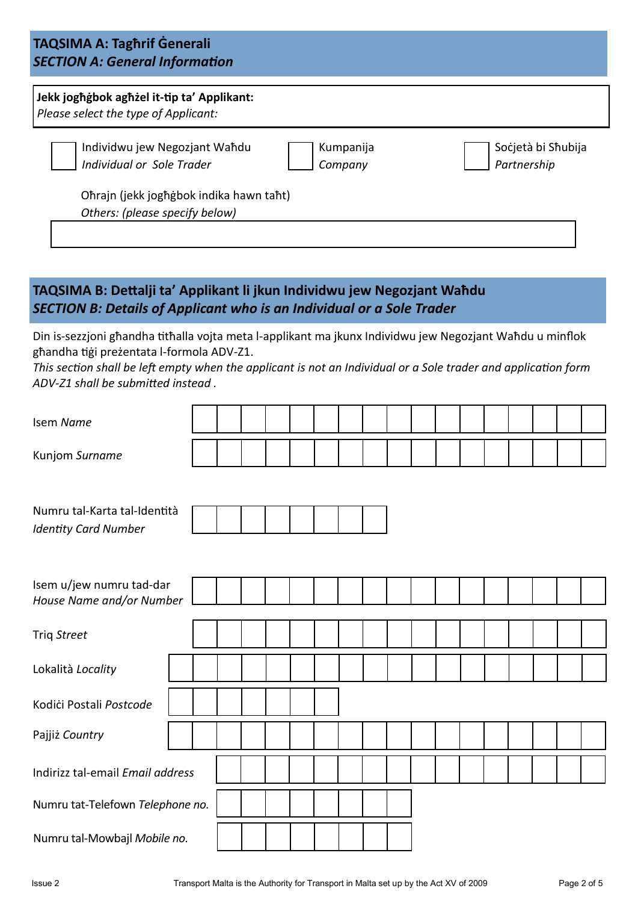## TAQSIMA A: Tagħrif Ġenerali
## *SECTION A: General Information*

**Jekk jogħġbok agħżel it-tip ta' Applikant:**
*Please select the type of Applicant:*

☐ Individwu jew Negozjant Waħdu *Individual or Sole Trader*

☐ Kumpanija *Company*

☐ Soċjetà bi Sħubija *Partnership*

Oħrajn (jekk jogħġbok indika hawn taħt)
*Others: (please specify below)*

______________________________

## TAQSIMA B: Dettalji ta' Applikant li jkun Individwu jew Negozjant Waħdu
## *SECTION B: Details of Applicant who is an Individual or a Sole Trader*

Din is-sezzjoni għandha titħalla vojta meta l-applikant ma jkunx Individwu jew Negozjant Waħdu u minflok għandha tiġi preżentata l-formola ADV-Z1.
*This section shall be left empty when the applicant is not an Individual or a Sole trader and application form ADV-Z1 shall be submitted instead .*

Isem *Name*: ______________________________

Kunjom *Surname*: ______________________________

Numru tal-Karta tal-Identità *Identity Card Number*: ______________________________

Isem u/jew numru tad-dar *House Name and/or Number*: ______________________________

Triq *Street*: ______________________________

Lokalità *Locality*: ______________________________

Kodiċi Postali *Postcode*: ______________________________

Pajjiż *Country*: ______________________________

Indirizz tal-email *Email address*: ______________________________

Numru tat-Telefown *Telephone no.*: ______________________________

Numru tal-Mowbajl *Mobile no.*: ______________________________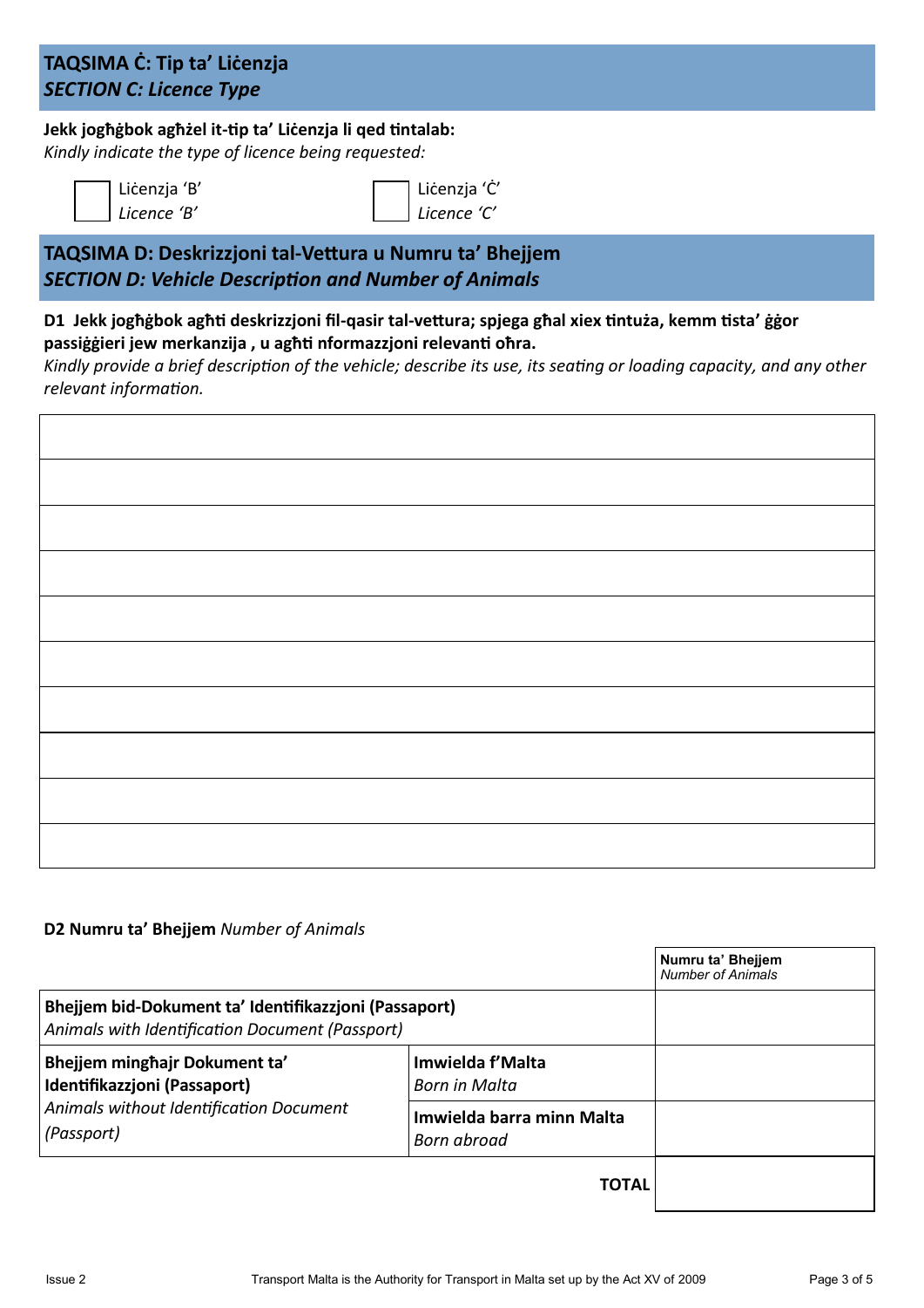## TAQSIMA Ċ: Tip ta' Liċenzja
## *SECTION C: Licence Type*

**Jekk jogħġbok agħżel it-tip ta' Liċenzja li qed tintalab:**
*Kindly indicate the type of licence being requested:*

☐ Liċenzja 'B' *Licence 'B'*

☐ Liċenzja 'Ċ' *Licence 'C'*

## TAQSIMA D: Deskrizzjoni tal-Vettura u Numru ta' Bhejjem
## *SECTION D: Vehicle Description and Number of Animals*

**D1 Jekk jogħġbok agħti deskrizzjoni fil-qasir tal-vettura; spjega għal xiex tintuża, kemm tista' ġġor passiġġieri jew merkanzija , u agħti nformazzjoni relevanti oħra.**
*Kindly provide a brief description of the vehicle; describe its use, its seating or loading capacity, and any other relevant information.*

| |
|---|
| |
| |
| |
| |
| |
| |
| |
| |
| |
| |

**D2 Numru ta' Bhejjem** *Number of Animals*

| | | Numru ta' Bhejjem *Number of Animals* |
|---|---|---|
| **Bhejjem bid-Dokument ta' Identifikazzjoni (Passaport)** *Animals with Identification Document (Passport)* | | |
| **Bhejjem mingħajr Dokument ta' Identifikazzjoni (Passaport)** *Animals without Identification Document (Passport)* | **Imwielda f'Malta** *Born in Malta* | |
| | **Imwielda barra minn Malta** *Born abroad* | |
| | **TOTAL** | |

Issue 2

Transport Malta is the Authority for Transport in Malta set up by the Act XV of 2009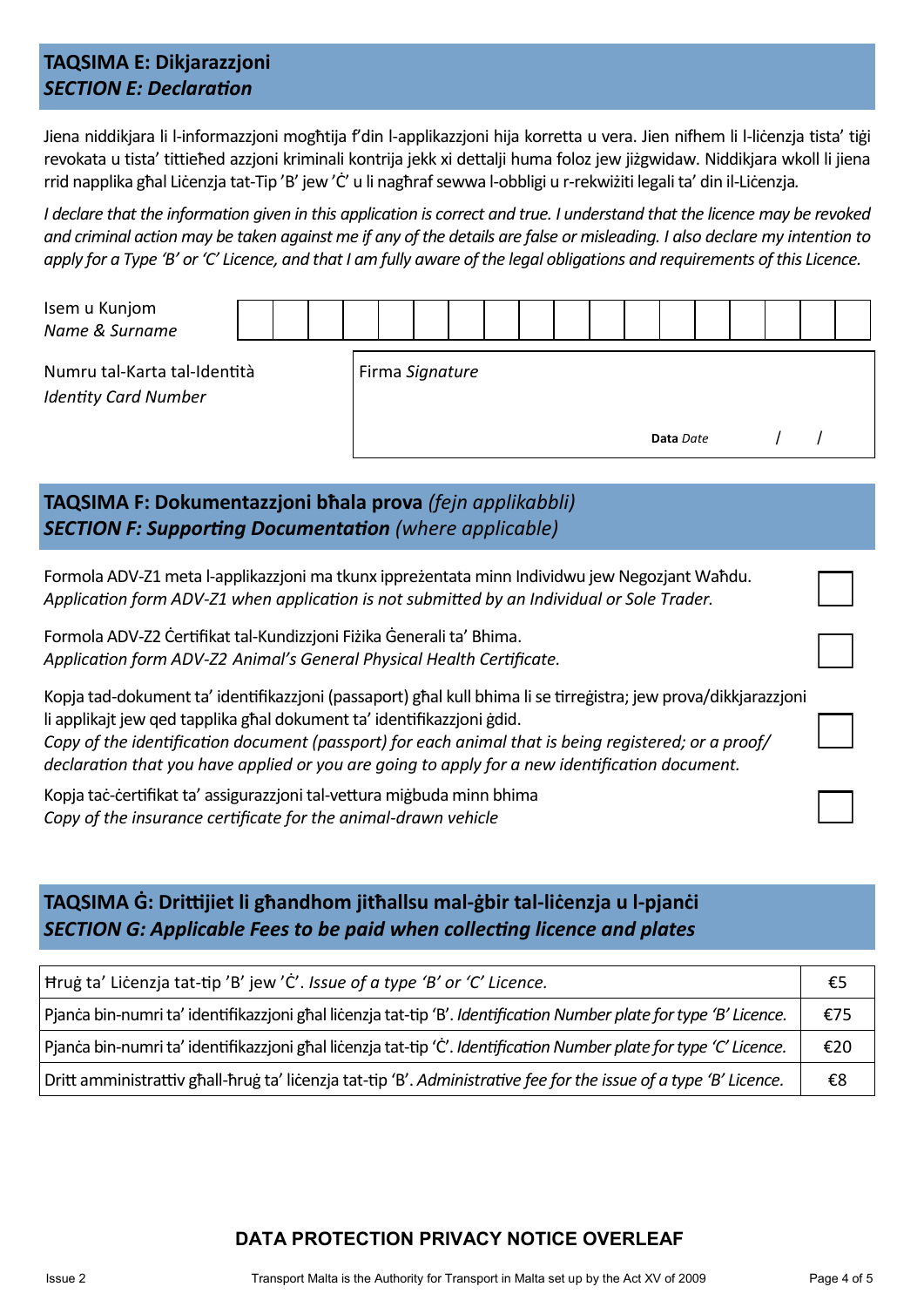## TAQSIMA E: Dikjarazzjoni
## *SECTION E: Declaration*

Jiena niddikjara li l-informazzjoni mogħtija f'din l-applikazzjoni hija korretta u vera. Jien nifhem li l-liċenzja tista' tiġi revokata u tista' tittieħed azzjoni kriminali kontrija jekk xi dettalji huma foloz jew jiżgwidaw. Niddikjara wkoll li jiena rrid napplika għal Liċenzja tat-Tip 'B' jew 'Ċ' u li nagħraf sewwa l-obbligi u r-rekwiżiti legali ta' din il-Liċenzja.

*I declare that the information given in this application is correct and true. I understand that the licence may be revoked and criminal action may be taken against me if any of the details are false or misleading. I also declare my intention to apply for a Type 'B' or 'C' Licence, and that I am fully aware of the legal obligations and requirements of this Licence.*

| Isem u Kunjom *Name & Surname* | | | | | | | | | | | | | | | | | | |
|---|---|---|---|---|---|---|---|---|---|---|---|---|---|---|---|---|---|---|

Numru tal-Karta tal-Identità *Identity Card Number*

Firma *Signature*

**Data** *Date* / /

## TAQSIMA F: Dokumentazzjoni bħala prova *(fejn applikabbli)*
## *SECTION F: Supporting Documentation (where applicable)*

- Formola ADV-Z1 meta l-applikazzjoni ma tkunx ippreżentata minn Individwu jew Negozjant Waħdu. *Application form ADV-Z1 when application is not submitted by an Individual or Sole Trader.* ☐
- Formola ADV-Z2 Ċertifikat tal-Kundizzjoni Fiżika Ġenerali ta' Bhima. *Application form ADV-Z2 Animal's General Physical Health Certificate.* ☐
- Kopja tad-dokument ta' identifikazzjoni (passaport) għal kull bhima li se tirreġistra; jew prova/dikkjarazzjoni li applikajt jew qed tapplika għal dokument ta' identifikazzjoni ġdid. *Copy of the identification document (passport) for each animal that is being registered; or a proof/ declaration that you have applied or you are going to apply for a new identification document.* ☐
- Kopja taċ-ċertifikat ta' assigurazzjoni tal-vettura miġbuda minn bhima *Copy of the insurance certificate for the animal-drawn vehicle* ☐

## TAQSIMA Ġ: Drittijiet li għandhom jitħallsu mal-ġbir tal-liċenzja u l-pjanċi
## *SECTION G: Applicable Fees to be paid when collecting licence and plates*

| | |
|---|---|
| Ħruġ ta' Liċenzja tat-tip 'B' jew 'Ċ'. *Issue of a type 'B' or 'C' Licence.* | €5 |
| Pjanċa bin-numri ta' identifikazzjoni għal liċenzja tat-tip 'B'. *Identification Number plate for type 'B' Licence.* | €75 |
| Pjanċa bin-numri ta' identifikazzjoni għal liċenzja tat-tip 'Ċ'. *Identification Number plate for type 'C' Licence.* | €20 |
| Dritt amministrattiv għall-ħruġ ta' liċenzja tat-tip 'B'. *Administrative fee for the issue of a type 'B' Licence.* | €8 |

**DATA PROTECTION PRIVACY NOTICE OVERLEAF**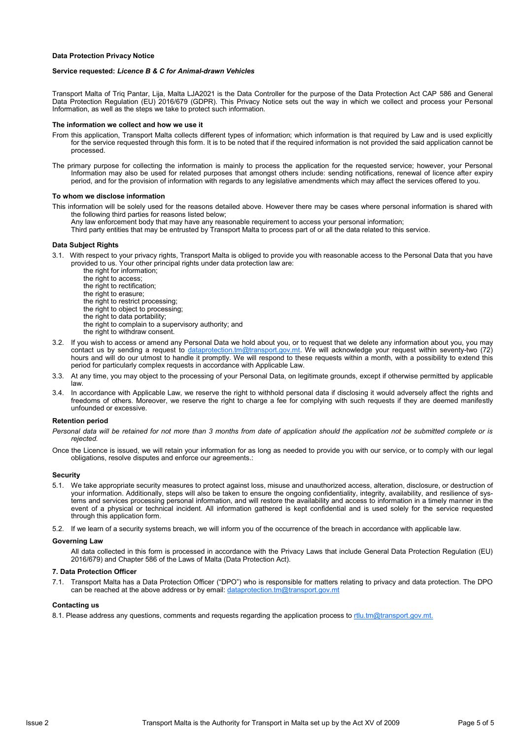**Data Protection Privacy Notice**

**Service requested: *Licence B & C for Animal-drawn Vehicles***

Transport Malta of Triq Pantar, Lija, Malta LJA2021 is the Data Controller for the purpose of the Data Protection Act CAP 586 and General Data Protection Regulation (EU) 2016/679 (GDPR). This Privacy Notice sets out the way in which we collect and process your Personal Information, as well as the steps we take to protect such information.

**The information we collect and how we use it**

From this application, Transport Malta collects different types of information; which information is that required by Law and is used explicitly for the service requested through this form. It is to be noted that if the required information is not provided the said application cannot be processed.

The primary purpose for collecting the information is mainly to process the application for the requested service; however, your Personal Information may also be used for related purposes that amongst others include: sending notifications, renewal of licence after expiry period, and for the provision of information with regards to any legislative amendments which may affect the services offered to you.

**To whom we disclose information**

This information will be solely used for the reasons detailed above. However there may be cases where personal information is shared with the following third parties for reasons listed below;

Any law enforcement body that may have any reasonable requirement to access your personal information;

Third party entities that may be entrusted by Transport Malta to process part of or all the data related to this service.

**Data Subject Rights**

3.1. With respect to your privacy rights, Transport Malta is obliged to provide you with reasonable access to the Personal Data that you have provided to us. Your other principal rights under data protection law are:

the right for information;
the right to access;
the right to rectification;
the right to erasure;
the right to restrict processing;
the right to object to processing;
the right to data portability;
the right to complain to a supervisory authority; and
the right to withdraw consent.

3.2. If you wish to access or amend any Personal Data we hold about you, or to request that we delete any information about you, you may contact us by sending a request to dataprotection.tm@transport.gov.mt. We will acknowledge your request within seventy-two (72) hours and will do our utmost to handle it promptly. We will respond to these requests within a month, with a possibility to extend this period for particularly complex requests in accordance with Applicable Law.

3.3. At any time, you may object to the processing of your Personal Data, on legitimate grounds, except if otherwise permitted by applicable law.

3.4. In accordance with Applicable Law, we reserve the right to withhold personal data if disclosing it would adversely affect the rights and freedoms of others. Moreover, we reserve the right to charge a fee for complying with such requests if they are deemed manifestly unfounded or excessive.

**Retention period**

*Personal data will be retained for not more than 3 months from date of application should the application not be submitted complete or is rejected.*

Once the Licence is issued, we will retain your information for as long as needed to provide you with our service, or to comply with our legal obligations, resolve disputes and enforce our agreements.:

**Security**

5.1. We take appropriate security measures to protect against loss, misuse and unauthorized access, alteration, disclosure, or destruction of your information. Additionally, steps will also be taken to ensure the ongoing confidentiality, integrity, availability, and resilience of systems and services processing personal information, and will restore the availability and access to information in a timely manner in the event of a physical or technical incident. All information gathered is kept confidential and is used solely for the service requested through this application form.

5.2. If we learn of a security systems breach, we will inform you of the occurrence of the breach in accordance with applicable law.

**Governing Law**

All data collected in this form is processed in accordance with the Privacy Laws that include General Data Protection Regulation (EU) 2016/679) and Chapter 586 of the Laws of Malta (Data Protection Act).

**7. Data Protection Officer**

7.1. Transport Malta has a Data Protection Officer ("DPO") who is responsible for matters relating to privacy and data protection. The DPO can be reached at the above address or by email: dataprotection.tm@transport.gov.mt

**Contacting us**

8.1. Please address any questions, comments and requests regarding the application process to rtlu.tm@transport.gov.mt.